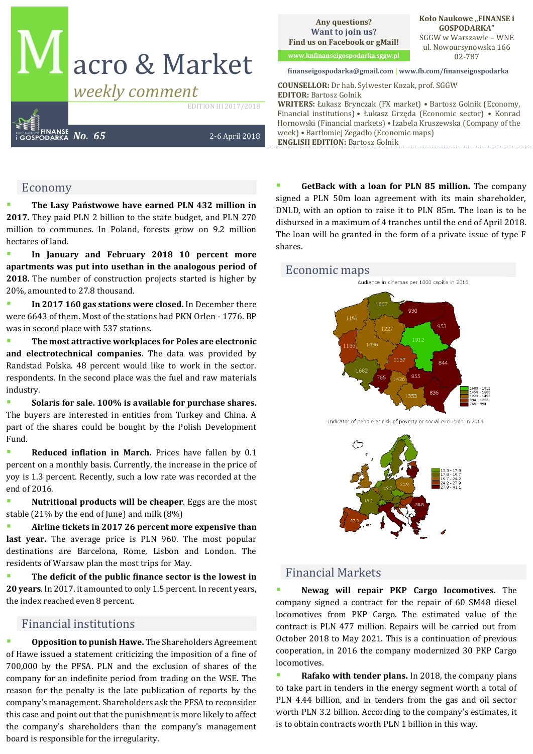# Macro & Market

*weekly comment*

EDITION III 2017/2018

**No. 65** — 2-6 April 2018

Any questions?
Want to join us?
Find us on Facebook or gMail!

www.knfinanseigospodarka.sggw.pl

Koło Naukowe „FINANSE i GOSPODARKA"
SGGW w Warszawie – WNE
ul. Nowoursynowska 166
02-787

finanseigospodarka@gmail.com | www.fb.com/finanseigospodarka

**COUNSELLOR:** Dr hab. Sylwester Kozak, prof. SGGW
**EDITOR:** Bartosz Golnik
**WRITERS:** Łukasz Brynczak (FX market) • Bartosz Golnik (Economy, Financial institutions) • Łukasz Grzęda (Economic sector) • Konrad Hornowski (Financial markets) • Izabela Kruszewska (Company of the week) • Bartłomiej Zegadło (Economic maps)
**ENGLISH EDITION:** Bartosz Golnik

## Economy

- **The Lasy Państwowe have earned PLN 432 million in 2017.** They paid PLN 2 billion to the state budget, and PLN 270 million to communes. In Poland, forests grow on 9.2 million hectares of land.
- **In January and February 2018 10 percent more apartments was put into usethan in the analogous period of 2018.** The number of construction projects started is higher by 20%, amounted to 27.8 thousand.
- **In 2017 160 gas stations were closed.** In December there were 6643 of them. Most of the stations had PKN Orlen - 1776. BP was in second place with 537 stations.
- **The most attractive workplaces for Poles are electronic and electrotechnical companies**. The data was provided by Randstad Polska. 48 percent would like to work in the sector. respondents. In the second place was the fuel and raw materials industry.
- **Solaris for sale. 100% is available for purchase shares.** The buyers are interested in entities from Turkey and China. A part of the shares could be bought by the Polish Development Fund.
- **Reduced inflation in March.** Prices have fallen by 0.1 percent on a monthly basis. Currently, the increase in the price of yoy is 1.3 percent. Recently, such a low rate was recorded at the end of 2016.
- **Nutritional products will be cheaper**. Eggs are the most stable (21% by the end of June) and milk (8%)
- **Airline tickets in 2017 26 percent more expensive than last year.** The average price is PLN 960. The most popular destinations are Barcelona, Rome, Lisbon and London. The residents of Warsaw plan the most trips for May.
- **The deficit of the public finance sector is the lowest in 20 years**. In 2017. it amounted to only 1.5 percent. In recent years, the index reached even 8 percent.

## Financial institutions

- **Opposition to punish Hawe.** The Shareholders Agreement of Hawe issued a statement criticizing the imposition of a fine of 700,000 by the PFSA. PLN and the exclusion of shares of the company for an indefinite period from trading on the WSE. The reason for the penalty is the late publication of reports by the company's management. Shareholders ask the PFSA to reconsider this case and point out that the punishment is more likely to affect the company's shareholders than the company's management board is responsible for the irregularity.
- **GetBack with a loan for PLN 85 million.** The company signed a PLN 50m loan agreement with its main shareholder, DNLD, with an option to raise it to PLN 85m. The loan is to be disbursed in a maximum of 4 tranches until the end of April 2018. The loan will be granted in the form of a private issue of type F shares.

## Economic maps

Audience in cinemas per 1000 capita in 2016

Indicator of people at risk of poverty or social exclusion in 2016

## Financial Markets

- **Newag will repair PKP Cargo locomotives.** The company signed a contract for the repair of 60 SM48 diesel locomotives from PKP Cargo. The estimated value of the contract is PLN 477 million. Repairs will be carried out from October 2018 to May 2021. This is a continuation of previous cooperation, in 2016 the company modernized 30 PKP Cargo locomotives.
- **Rafako with tender plans.** In 2018, the company plans to take part in tenders in the energy segment worth a total of PLN 4.44 billion, and in tenders from the gas and oil sector worth PLN 3.2 billion. According to the company's estimates, it is to obtain contracts worth PLN 1 billion in this way.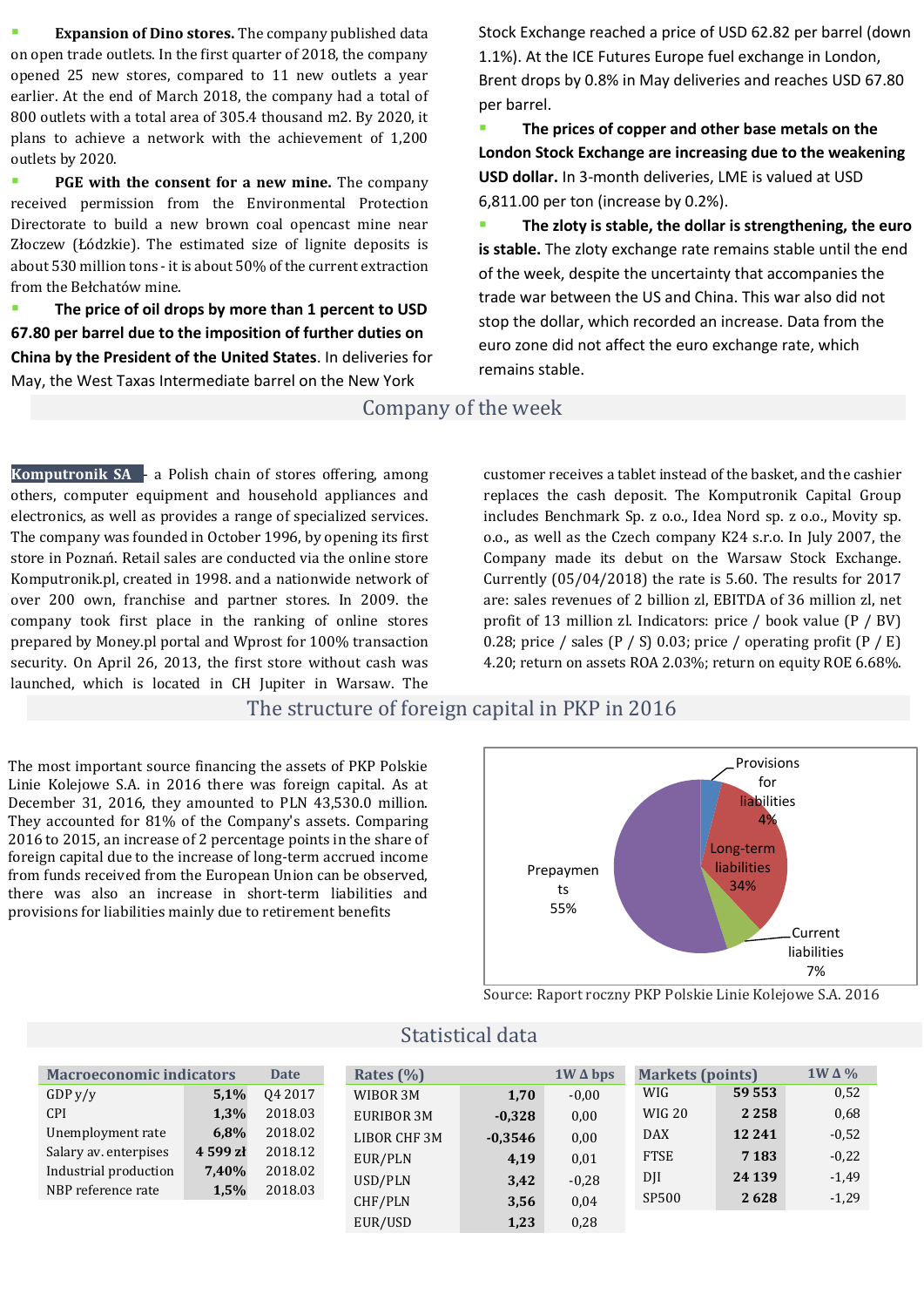- **Expansion of Dino stores.** The company published data on open trade outlets. In the first quarter of 2018, the company opened 25 new stores, compared to 11 new outlets a year earlier. At the end of March 2018, the company had a total of 800 outlets with a total area of 305.4 thousand m2. By 2020, it plans to achieve a network with the achievement of 1,200 outlets by 2020.

- **PGE with the consent for a new mine.** The company received permission from the Environmental Protection Directorate to build a new brown coal opencast mine near Złoczew (Łódzkie). The estimated size of lignite deposits is about 530 million tons - it is about 50% of the current extraction from the Bełchatów mine.

- **The price of oil drops by more than 1 percent to USD 67.80 per barrel due to the imposition of further duties on China by the President of the United States.** In deliveries for May, the West Taxas Intermediate barrel on the New York Stock Exchange reached a price of USD 62.82 per barrel (down 1.1%). At the ICE Futures Europe fuel exchange in London, Brent drops by 0.8% in May deliveries and reaches USD 67.80 per barrel.

- **The prices of copper and other base metals on the London Stock Exchange are increasing due to the weakening USD dollar.** In 3-month deliveries, LME is valued at USD 6,811.00 per ton (increase by 0.2%).

- **The zloty is stable, the dollar is strengthening, the euro is stable.** The zloty exchange rate remains stable until the end of the week, despite the uncertainty that accompanies the trade war between the US and China. This war also did not stop the dollar, which recorded an increase. Data from the euro zone did not affect the euro exchange rate, which remains stable.

## Company of the week

**Komputronik SA** - a Polish chain of stores offering, among others, computer equipment and household appliances and electronics, as well as provides a range of specialized services. The company was founded in October 1996, by opening its first store in Poznań. Retail sales are conducted via the online store Komputronik.pl, created in 1998. and a nationwide network of over 200 own, franchise and partner stores. In 2009. the company took first place in the ranking of online stores prepared by Money.pl portal and Wprost for 100% transaction security. On April 26, 2013, the first store without cash was launched, which is located in CH Jupiter in Warsaw. The customer receives a tablet instead of the basket, and the cashier replaces the cash deposit. The Komputronik Capital Group includes Benchmark Sp. z o.o., Idea Nord sp. z o.o., Movity sp. o.o., as well as the Czech company K24 s.r.o. In July 2007, the Company made its debut on the Warsaw Stock Exchange. Currently (05/04/2018) the rate is 5.60. The results for 2017 are: sales revenues of 2 billion zl, EBITDA of 36 million zl, net profit of 13 million zl. Indicators: price / book value (P / BV) 0.28; price / sales (P / S) 0.03; price / operating profit (P / E) 4.20; return on assets ROA 2.03%; return on equity ROE 6.68%.

## The structure of foreign capital in PKP in 2016

The most important source financing the assets of PKP Polskie Linie Kolejowe S.A. in 2016 there was foreign capital. As at December 31, 2016, they amounted to PLN 43,530.0 million. They accounted for 81% of the Company's assets. Comparing 2016 to 2015, an increase of 2 percentage points in the share of foreign capital due to the increase of long-term accrued income from funds received from the European Union can be observed, there was also an increase in short-term liabilities and provisions for liabilities mainly due to retirement benefits

Provisions for liabilities 4%
Long-term liabilities 34%
Current liabilities 7%
Prepayments 55%

Source: Raport roczny PKP Polskie Linie Kolejowe S.A. 2016

## Statistical data

| Macroeconomic indicators | | Date |
|---|---|---|
| GDP y/y | 5,1% | Q4 2017 |
| CPI | 1,3% | 2018.03 |
| Unemployment rate | 6,8% | 2018.02 |
| Salary av. enterprises | 4 599 zł | 2018.12 |
| Industrial production | 7,40% | 2018.02 |
| NBP reference rate | 1,5% | 2018.03 |

| Rates (%) | | 1W Δ bps |
|---|---|---|
| WIBOR 3M | 1,70 | -0,00 |
| EURIBOR 3M | -0,328 | 0,00 |
| LIBOR CHF 3M | -0,3546 | 0,00 |
| EUR/PLN | 4,19 | 0,01 |
| USD/PLN | 3,42 | -0,28 |
| CHF/PLN | 3,56 | 0,04 |
| EUR/USD | 1,23 | 0,28 |

| Markets (points) | | 1W Δ % |
|---|---|---|
| WIG | 59 553 | 0,52 |
| WIG 20 | 2 258 | 0,68 |
| DAX | 12 241 | -0,52 |
| FTSE | 7 183 | -0,22 |
| DJI | 24 139 | -1,49 |
| SP500 | 2 628 | -1,29 |